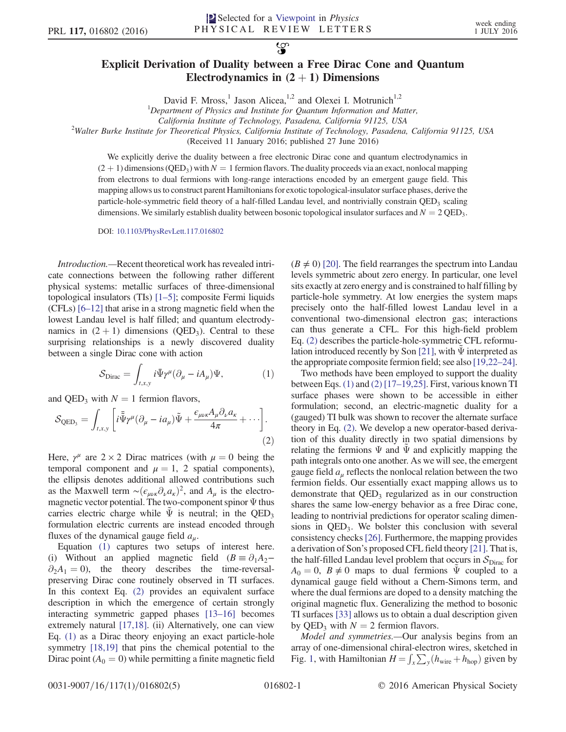Selected for a Viewpoint in *Physics*

# Explicit Derivation of Duality between a Free Dirac Cone and Quantum Electrodynamics in $(2+1)$ Dimensions

David F. Mross,[1] Jason Alicea,[1,2] and Olexei I. Motrunich[1,2]

[1]Department of Physics and Institute for Quantum Information and Matter, California Institute of Technology, Pasadena, California 91125, USA

[2]Walter Burke Institute for Theoretical Physics, California Institute of Technology, Pasadena, California 91125, USA

(Received 11 January 2016; published 27 June 2016)

We explicitly derive the duality between a free electronic Dirac cone and quantum electrodynamics in $(2+1)$ dimensions ($\mathrm{QED}_3$) with $N=1$ fermion flavors. The duality proceeds via an exact, nonlocal mapping from electrons to dual fermions with long-range interactions encoded by an emergent gauge field. This mapping allows us to construct parent Hamiltonians for exotic topological-insulator surface phases, derive the particle-hole-symmetric field theory of a half-filled Landau level, and nontrivially constrain $\mathrm{QED}_3$ scaling dimensions. We similarly establish duality between bosonic topological insulator surfaces and $N=2$ $\mathrm{QED}_3$.

DOI: 10.1103/PhysRevLett.117.016802

*Introduction.*—Recent theoretical work has revealed intricate connections between the following rather different physical systems: metallic surfaces of three-dimensional topological insulators (TIs) [1–5]; composite Fermi liquids (CFLs) [6–12] that arise in a strong magnetic field when the lowest Landau level is half filled; and quantum electrodynamics in $(2+1)$ dimensions ($\mathrm{QED}_3$). Central to these surprising relationships is a newly discovered duality between a single Dirac cone with action

$$\mathcal{S}_{\mathrm{Dirac}} = \int_{t,x,y} i\bar{\Psi}\gamma^{\mu}(\partial_{\mu} - iA_{\mu})\Psi, \tag{1}$$

and $\mathrm{QED}_3$ with $N=1$ fermion flavors,

$$\mathcal{S}_{\mathrm{QED}_3} = \int_{t,x,y} \left[ i\bar{\tilde{\Psi}}\gamma^{\mu}(\partial_{\mu} - ia_{\mu})\tilde{\Psi} + \frac{\epsilon_{\mu\nu\kappa}A_{\mu}\partial_{\nu}a_{\kappa}}{4\pi} + \cdots \right]. \tag{2}$$

Here, $\gamma^{\mu}$ are $2\times 2$ Dirac matrices (with $\mu=0$ being the temporal component and $\mu=1$, $2$ spatial components), the ellipsis denotes additional allowed contributions such as the Maxwell term $\sim(\epsilon_{\mu\nu\kappa}\partial_{\nu}a_{\kappa})^2$, and $A_{\mu}$ is the electromagnetic vector potential. The two-component spinor $\Psi$ thus carries electric charge while $\tilde{\Psi}$ is neutral; in the $\mathrm{QED}_3$ formulation electric currents are instead encoded through fluxes of the dynamical gauge field $a_{\mu}$.

Equation (1) captures two setups of interest here. (i) Without an applied magnetic field ($B \equiv \partial_1 A_2 - \partial_2 A_1 = 0$), the theory describes the time-reversal-preserving Dirac cone routinely observed in TI surfaces. In this context Eq. (2) provides an equivalent surface description in which the emergence of certain strongly interacting symmetric gapped phases [13–16] becomes extremely natural [17,18]. (ii) Alternatively, one can view Eq. (1) as a Dirac theory enjoying an exact particle-hole symmetry [18,19] that pins the chemical potential to the Dirac point ($A_0 = 0$) while permitting a finite magnetic field ($B \neq 0$) [20]. The field rearranges the spectrum into Landau levels symmetric about zero energy. In particular, one level sits exactly at zero energy and is constrained to half filling by particle-hole symmetry. At low energies the system maps precisely onto the half-filled lowest Landau level in a conventional two-dimensional electron gas; interactions can thus generate a CFL. For this high-field problem Eq. (2) describes the particle-hole-symmetric CFL reformulation introduced recently by Son [21], with $\tilde{\Psi}$ interpreted as the appropriate composite fermion field; see also [19,22–24].

Two methods have been employed to support the duality between Eqs. (1) and (2) [17–19,25]. First, various known TI surface phases were shown to be accessible in either formulation; second, an electric-magnetic duality for a (gauged) TI bulk was shown to recover the alternate surface theory in Eq. (2). We develop a new operator-based derivation of this duality directly in two spatial dimensions by relating the fermions $\Psi$ and $\tilde{\Psi}$ and explicitly mapping the path integrals onto one another. As we will see, the emergent gauge field $a_{\mu}$ reflects the nonlocal relation between the two fermion fields. Our essentially exact mapping allows us to demonstrate that $\mathrm{QED}_3$ regularized as in our construction shares the same low-energy behavior as a free Dirac cone, leading to nontrivial predictions for operator scaling dimensions in $\mathrm{QED}_3$. We bolster this conclusion with several consistency checks [26]. Furthermore, the mapping provides a derivation of Son's proposed CFL field theory [21]. That is, the half-filled Landau level problem that occurs in $\mathcal{S}_{\mathrm{Dirac}}$ for $A_0 = 0$, $B \neq 0$ maps to dual fermions $\tilde{\Psi}$ coupled to a dynamical gauge field without a Chern-Simons term, and where the dual fermions are doped to a density matching the original magnetic flux. Generalizing the method to bosonic TI surfaces [33] allows us to obtain a dual description given by $\mathrm{QED}_3$ with $N=2$ fermion flavors.

*Model and symmetries.*—Our analysis begins from an array of one-dimensional chiral-electron wires, sketched in Fig. 1, with Hamiltonian $H = \int_x \sum_y (h_{\mathrm{wire}} + h_{\mathrm{hop}})$ given by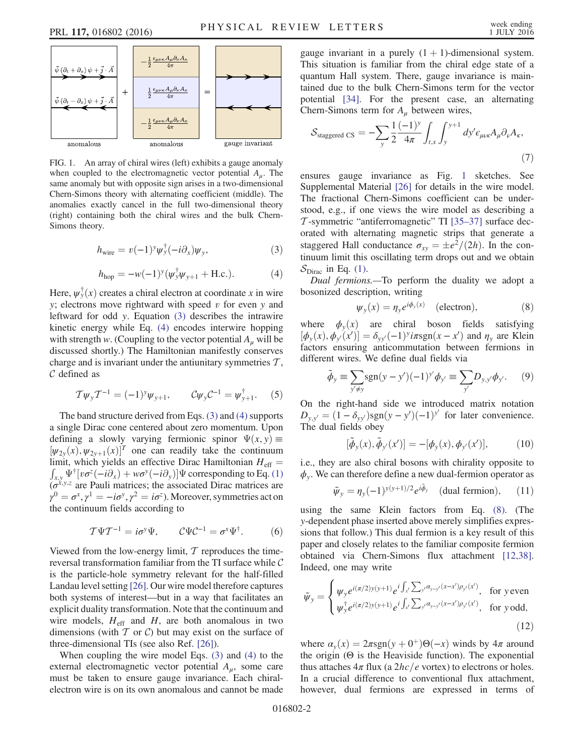anomalous | anomalous | gauge invariant

$\bar{\psi}(\partial_t+\partial_z)\psi+\vec{j}\cdot\vec{A}$

$\bar{\psi}(\partial_t-\partial_z)\psi+\vec{j}\cdot\vec{A}$

$-\frac{1}{2}\frac{\epsilon_{\mu\nu\kappa}A_\mu\partial_\nu A_\kappa}{4\pi}$

$\frac{1}{2}\frac{\epsilon_{\mu\nu\kappa}A_\mu\partial_\nu A_\kappa}{4\pi}$

$-\frac{1}{2}\frac{\epsilon_{\mu\nu\kappa}A_\mu\partial_\nu A_\kappa}{4\pi}$

FIG. 1. An array of chiral wires (left) exhibits a gauge anomaly when coupled to the electromagnetic vector potential $A_\mu$. The same anomaly but with opposite sign arises in a two-dimensional Chern-Simons theory with alternating coefficient (middle). The anomalies exactly cancel in the full two-dimensional theory (right) containing both the chiral wires and the bulk Chern-Simons theory.

$$h_{\rm wire}=v(-1)^y\psi_y^\dagger(-i\partial_x)\psi_y, \tag{3}$$

$$h_{\rm hop}=-w(-1)^y(\psi_y^\dagger\psi_{y+1}+{\rm H.c.}). \tag{4}$$

Here, $\psi_y^\dagger(x)$ creates a chiral electron at coordinate $x$ in wire $y$; electrons move rightward with speed $v$ for even $y$ and leftward for odd $y$. Equation (3) describes the intrawire kinetic energy while Eq. (4) encodes interwire hopping with strength $w$. (Coupling to the vector potential $A_\mu$ will be discussed shortly.) The Hamiltonian manifestly conserves charge and is invariant under the antiunitary symmetries $\mathcal{T}$, $\mathcal{C}$ defined as

$$\mathcal{T}\psi_y\mathcal{T}^{-1}=(-1)^y\psi_{y+1},\qquad \mathcal{C}\psi_y\mathcal{C}^{-1}=\psi_{y+1}^\dagger. \tag{5}$$

The band structure derived from Eqs. (3) and (4) supports a single Dirac cone centered about zero momentum. Upon defining a slowly varying fermionic spinor $\Psi(x,y)\equiv[\psi_{2y}(x),\psi_{2y+1}(x)]^T$ one can readily take the continuum limit, which yields an effective Dirac Hamiltonian $H_{\rm eff}=\int_{x,y}\Psi^\dagger[v\sigma^z(-i\partial_x)+w\sigma^y(-i\partial_y)]\Psi$ corresponding to Eq. (1) ($\sigma^{x,y,z}$ are Pauli matrices; the associated Dirac matrices are $\gamma^0=\sigma^x,\gamma^1=-i\sigma^y,\gamma^2=i\sigma^z$). Moreover, symmetries act on the continuum fields according to

$$\mathcal{T}\Psi\mathcal{T}^{-1}=i\sigma^y\Psi,\qquad \mathcal{C}\Psi\mathcal{C}^{-1}=\sigma^x\Psi^\dagger. \tag{6}$$

Viewed from the low-energy limit, $\mathcal{T}$ reproduces the time-reversal transformation familiar from the TI surface while $\mathcal{C}$ is the particle-hole symmetry relevant for the half-filled Landau level setting [26]. Our wire model therefore captures both systems of interest—but in a way that facilitates an explicit duality transformation. Note that the continuum and wire models, $H_{\rm eff}$ and $H$, are both anomalous in two dimensions (with $\mathcal{T}$ or $\mathcal{C}$) but may exist on the surface of three-dimensional TIs (see also Ref. [26]).

When coupling the wire model Eqs. (3) and (4) to the external electromagnetic vector potential $A_\mu$, some care must be taken to ensure gauge invariance. Each chiral-electron wire is on its own anomalous and cannot be made gauge invariant in a purely $(1+1)$-dimensional system. This situation is familiar from the chiral edge state of a quantum Hall system. There, gauge invariance is maintained due to the bulk Chern-Simons term for the vector potential [34]. For the present case, an alternating Chern-Simons term for $A_\mu$ between wires,

$$\mathcal{S}_{\text{staggered CS}}=-\sum_y\frac{1}{2}\frac{(-1)^y}{4\pi}\int_{t,x}\int_y^{y+1}dy'\epsilon_{\mu\nu\kappa}A_\mu\partial_\nu A_\kappa, \tag{7}$$

ensures gauge invariance as Fig. 1 sketches. See Supplemental Material [26] for details in the wire model. The fractional Chern-Simons coefficient can be understood, e.g., if one views the wire model as describing a $\mathcal{T}$-symmetric "antiferromagnetic" TI [35–37] surface decorated with alternating magnetic strips that generate a staggered Hall conductance $\sigma_{xy}=\pm e^2/(2h)$. In the continuum limit this oscillating term drops out and we obtain $\mathcal{S}_{\rm Dirac}$ in Eq. (1).

*Dual fermions.*—To perform the duality we adopt a bosonized description, writing

$$\psi_y(x)=\eta_y e^{i\phi_y(x)}\quad\text{(electron)}, \tag{8}$$

where $\phi_y(x)$ are chiral boson fields satisfying $[\phi_y(x),\phi_{y'}(x')]=\delta_{yy'}(-1)^y i\pi\,{\rm sgn}(x-x')$ and $\eta_y$ are Klein factors ensuring anticommutation between fermions in different wires. We define dual fields via

$$\tilde{\phi}_y\equiv\sum_{y'\neq y}{\rm sgn}(y-y')(-1)^{y'}\phi_{y'}\equiv\sum_{y'}D_{y,y'}\phi_{y'}. \tag{9}$$

On the right-hand side we introduced matrix notation $D_{y,y'}=(1-\delta_{yy'}){\rm sgn}(y-y')(-1)^{y'}$ for later convenience. The dual fields obey

$$[\tilde{\phi}_y(x),\tilde{\phi}_{y'}(x')]=-[\phi_y(x),\phi_{y'}(x')], \tag{10}$$

i.e., they are also chiral bosons with chirality opposite to $\phi_y$. We can therefore define a new dual-fermion operator as

$$\tilde{\psi}_y=\eta_y(-1)^{y(y+1)/2}e^{i\tilde{\phi}_y}\quad\text{(dual fermion)}, \tag{11}$$

using the same Klein factors from Eq. (8). (The $y$-dependent phase inserted above merely simplifies expressions that follow.) This dual fermion is a key result of this paper and closely relates to the familiar composite fermion obtained via Chern-Simons flux attachment [12,38]. Indeed, one may write

$$\tilde{\psi}_y=\begin{cases}\psi_y e^{i(\pi/2)y(y+1)}e^{i\int_{x'}\sum_{y'}\alpha_{y-y'}(x-x')\rho_{y'}(x')}, & \text{for } y\,\text{even}\\ \psi_y^\dagger e^{i(\pi/2)y(y+1)}e^{i\int_{x'}\sum_{y'}\alpha_{y-y'}(x-x')\rho_{y'}(x')}, & \text{for } y\,\text{odd},\end{cases} \tag{12}$$

where $\alpha_y(x)=2\pi\,{\rm sgn}(y+0^+)\Theta(-x)$ winds by $4\pi$ around the origin ($\Theta$ is the Heaviside function). The exponential thus attaches $4\pi$ flux (a $2hc/e$ vortex) to electrons or holes. In a crucial difference to conventional flux attachment, however, dual fermions are expressed in terms of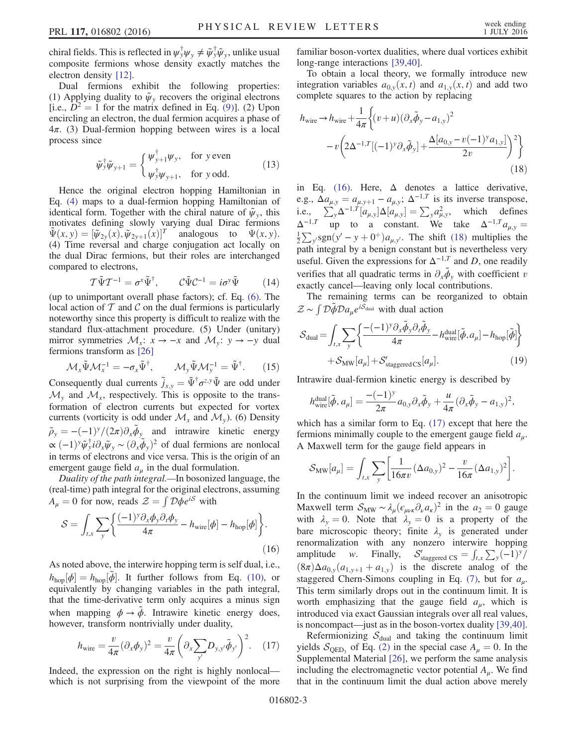chiral fields. This is reflected in $\psi_y^\dagger\psi_y \neq \tilde{\psi}_y^\dagger\tilde{\psi}_y$, unlike usual composite fermions whose density exactly matches the electron density [12].

Dual fermions exhibit the following properties: (1) Applying duality to $\tilde{\psi}_y$ recovers the original electrons [i.e., $D^2 = 1$ for the matrix defined in Eq. (9)]. (2) Upon encircling an electron, the dual fermion acquires a phase of $4\pi$. (3) Dual-fermion hopping between wires is a local process since

$$\tilde{\psi}_y^\dagger\tilde{\psi}_{y+1} = \begin{cases} \psi_{y+1}^\dagger\psi_y, & \text{for } y \text{ even} \\ \psi_y^\dagger\psi_{y+1}, & \text{for } y \text{ odd.} \end{cases} \tag{13}$$

Hence the original electron hopping Hamiltonian in Eq. (4) maps to a dual-fermion hopping Hamiltonian of identical form. Together with the chiral nature of $\tilde{\psi}_y$, this motivates defining slowly varying dual Dirac fermions $\tilde{\Psi}(x, y) = [\tilde{\psi}_{2y}(x), \tilde{\psi}_{2y+1}(x)]^T$ analogous to $\Psi(x, y)$. (4) Time reversal and charge conjugation act locally on the dual Dirac fermions, but their roles are interchanged compared to electrons,

$$\mathcal{T}\tilde{\Psi}\mathcal{T}^{-1} = \sigma^x\tilde{\Psi}^\dagger, \qquad \mathcal{C}\tilde{\Psi}\mathcal{C}^{-1} = i\sigma^y\tilde{\Psi} \tag{14}$$

(up to unimportant overall phase factors); cf. Eq. (6). The local action of $\mathcal{T}$ and $\mathcal{C}$ on the dual fermions is particularly noteworthy since this property is difficult to realize with the standard flux-attachment procedure. (5) Under (unitary) mirror symmetries $\mathcal{M}_x$: $x \to -x$ and $\mathcal{M}_y$: $y \to -y$ dual fermions transform as [26]

$$\mathcal{M}_x\tilde{\Psi}\mathcal{M}_x^{-1} = -\sigma_x\tilde{\Psi}^\dagger, \qquad \mathcal{M}_y\tilde{\Psi}\mathcal{M}_y^{-1} = \tilde{\Psi}^\dagger. \tag{15}$$

Consequently dual currents $\tilde{j}_{x,y} = \tilde{\Psi}^\dagger\sigma^{z,y}\tilde{\Psi}$ are odd under $\mathcal{M}_y$ and $\mathcal{M}_x$, respectively. This is opposite to the transformation of electron currents but expected for vortex currents (vorticity is odd under $\mathcal{M}_x$ and $\mathcal{M}_y$). (6) Density $\tilde{\rho}_y = -(-1)^y/(2\pi)\partial_x\tilde{\phi}_y$ and intrawire kinetic energy $\propto (-1)^y\tilde{\psi}_y^\dagger i\partial_x\tilde{\psi}_y \sim (\partial_x\tilde{\phi}_y)^2$ of dual fermions are nonlocal in terms of electrons and vice versa. This is the origin of an emergent gauge field $a_\mu$ in the dual formulation.

*Duality of the path integral.*—In bosonized language, the (real-time) path integral for the original electrons, assuming $A_\mu = 0$ for now, reads $\mathcal{Z} = \int \mathcal{D}\phi e^{i\mathcal{S}}$ with

$$\mathcal{S} = \int_{t,x}\sum_y\left\{\frac{(-1)^y\partial_x\phi_y\partial_t\phi_y}{4\pi} - h_{\text{wire}}[\phi] - h_{\text{hop}}[\phi]\right\}. \tag{16}$$

As noted above, the interwire hopping term is self dual, i.e., $h_{\text{hop}}[\phi] = h_{\text{hop}}[\tilde{\phi}]$. It further follows from Eq. (10), or equivalently by changing variables in the path integral, that the time-derivative term only acquires a minus sign when mapping $\phi \to \tilde{\phi}$. Intrawire kinetic energy does, however, transform nontrivially under duality,

$$h_{\text{wire}} = \frac{v}{4\pi}(\partial_x\phi_y)^2 = \frac{v}{4\pi}\left(\partial_x\sum_{y'}D_{y,y'}\tilde{\phi}_{y'}\right)^2. \tag{17}$$

Indeed, the expression on the right is highly nonlocal—which is not surprising from the viewpoint of the more familiar boson-vortex dualities, where dual vortices exhibit long-range interactions [39,40].

To obtain a local theory, we formally introduce new integration variables $a_{0,y}(x, t)$ and $a_{1,y}(x, t)$ and add two complete squares to the action by replacing

$$h_{\text{wire}} \to h_{\text{wire}} + \frac{1}{4\pi}\left\{(v+u)(\partial_x\tilde{\phi}_y - a_{1,y})^2 - v\left(2\Delta^{-1,T}[(-1)^y\partial_x\tilde{\phi}_y] + \frac{\Delta[a_{0,y} - v(-1)^y a_{1,y}]}{2v}\right)^2\right\} \tag{18}$$

in Eq. (16). Here, $\Delta$ denotes a lattice derivative, e.g., $\Delta a_{\mu,y} = a_{\mu,y+1} - a_{\mu,y}$; $\Delta^{-1,T}$ is its inverse transpose, i.e., $\sum_y \Delta^{-1,T}[a_{\mu,y}]\Delta[a_{\mu,y}] = \sum_y a_{\mu,y}^2$, which defines $\Delta^{-1,T}$ up to a constant. We take $\Delta^{-1,T}a_{\mu,y} = \frac{1}{2}\sum_{y'}\text{sgn}(y' - y + 0^+)a_{\mu,y'}$. The shift (18) multiplies the path integral by a benign constant but is nevertheless very useful. Given the expressions for $\Delta^{-1,T}$ and $D$, one readily verifies that all quadratic terms in $\partial_x\tilde{\phi}_y$ with coefficient $v$ exactly cancel—leaving only local contributions.

The remaining terms can be reorganized to obtain $\mathcal{Z} \sim \int \mathcal{D}\tilde{\phi}\mathcal{D}a_\mu e^{i\mathcal{S}_{\text{dual}}}$ with dual action

$$\mathcal{S}_{\text{dual}} = \int_{t,x}\sum_y\left\{\frac{-(-1)^y\partial_x\tilde{\phi}_y\partial_t\tilde{\phi}_y}{4\pi} - h_{\text{wire}}^{\text{dual}}[\tilde{\phi}, a_\mu] - h_{\text{hop}}[\tilde{\phi}]\right\} + \mathcal{S}_{\text{MW}}[a_\mu] + \mathcal{S}'_{\text{staggered CS}}[a_\mu]. \tag{19}$$

Intrawire dual-fermion kinetic energy is described by

$$h_{\text{wire}}^{\text{dual}}[\tilde{\phi}, a_\mu] = \frac{-(-1)^y}{2\pi}a_{0,y}\partial_x\tilde{\phi}_y + \frac{u}{4\pi}(\partial_x\tilde{\phi}_y - a_{1,y})^2,$$

which has a similar form to Eq. (17) except that here the fermions minimally couple to the emergent gauge field $a_\mu$. A Maxwell term for the gauge field appears in

$$\mathcal{S}_{\text{MW}}[a_\mu] = \int_{t,x}\sum_y\left[\frac{1}{16\pi v}(\Delta a_{0,y})^2 - \frac{v}{16\pi}(\Delta a_{1,y})^2\right].$$

In the continuum limit we indeed recover an anisotropic Maxwell term $\mathcal{S}_{\text{MW}} \sim \lambda_\mu(\epsilon_{\mu\nu\kappa}\partial_\nu a_\kappa)^2$ in the $a_2 = 0$ gauge with $\lambda_y = 0$. Note that $\lambda_y = 0$ is a property of the bare microscopic theory; finite $\lambda_y$ is generated under renormalization with any nonzero interwire hopping amplitude $w$. Finally, $\mathcal{S}'_{\text{staggered CS}} = \int_{t,x}\sum_y(-1)^y/(8\pi)\Delta a_{0,y}(a_{1,y+1} + a_{1,y})$ is the discrete analog of the staggered Chern-Simons coupling in Eq. (7), but for $a_\mu$. This term similarly drops out in the continuum limit. It is worth emphasizing that the gauge field $a_\mu$, which is introduced via exact Gaussian integrals over all real values, is noncompact—just as in the boson-vortex duality [39,40].

Refermionizing $\mathcal{S}_{\text{dual}}$ and taking the continuum limit yields $\mathcal{S}_{\text{QED}_3}$ of Eq. (2) in the special case $A_\mu = 0$. In the Supplemental Material [26], we perform the same analysis including the electromagnetic vector potential $A_\mu$. We find that in the continuum limit the dual action above merely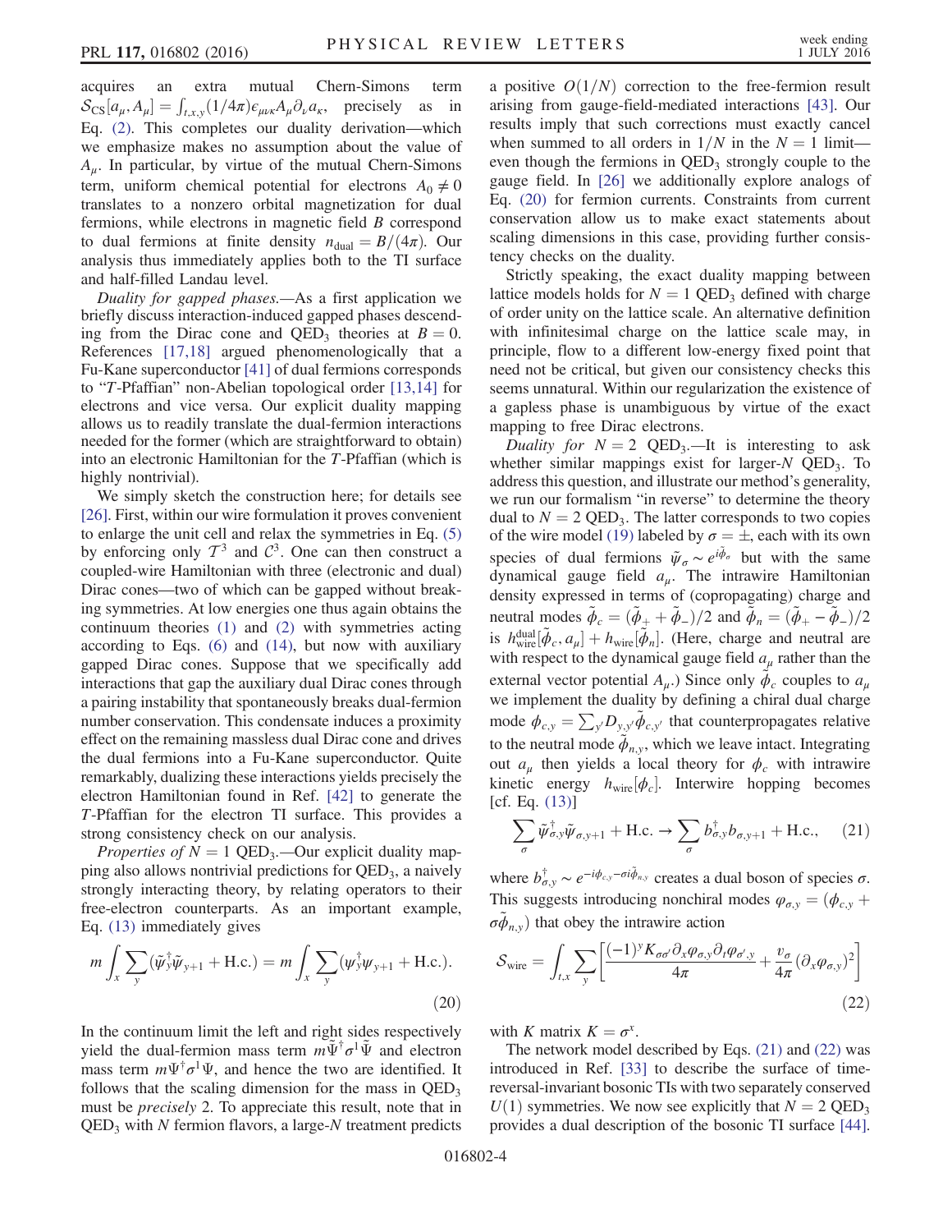acquires an extra mutual Chern-Simons term $\mathcal{S}_{\rm CS}[a_\mu, A_\mu] = \int_{t,x,y}(1/4\pi)\epsilon_{\mu\nu\kappa}A_\mu\partial_\nu a_\kappa$, precisely as in Eq. (2). This completes our duality derivation—which we emphasize makes no assumption about the value of $A_\mu$. In particular, by virtue of the mutual Chern-Simons term, uniform chemical potential for electrons $A_0 \neq 0$ translates to a nonzero orbital magnetization for dual fermions, while electrons in magnetic field $B$ correspond to dual fermions at finite density $n_{\rm dual} = B/(4\pi)$. Our analysis thus immediately applies both to the TI surface and half-filled Landau level.

*Duality for gapped phases.*—As a first application we briefly discuss interaction-induced gapped phases descending from the Dirac cone and $\mathrm{QED}_3$ theories at $B = 0$. References [17,18] argued phenomenologically that a Fu-Kane superconductor [41] of dual fermions corresponds to "$\mathcal{T}$-Pfaffian" non-Abelian topological order [13,14] for electrons and vice versa. Our explicit duality mapping allows us to readily translate the dual-fermion interactions needed for the former (which are straightforward to obtain) into an electronic Hamiltonian for the $T$-Pfaffian (which is highly nontrivial).

We simply sketch the construction here; for details see [26]. First, within our wire formulation it proves convenient to enlarge the unit cell and relax the symmetries in Eq. (5) by enforcing only $\mathcal{T}^3$ and $\mathcal{C}^3$. One can then construct a coupled-wire Hamiltonian with three (electronic and dual) Dirac cones—two of which can be gapped without breaking symmetries. At low energies one thus again obtains the continuum theories (1) and (2) with symmetries acting according to Eqs. (6) and (14), but now with auxiliary gapped Dirac cones. Suppose that we specifically add interactions that gap the auxiliary dual Dirac cones through a pairing instability that spontaneously breaks dual-fermion number conservation. This condensate induces a proximity effect on the remaining massless dual Dirac cone and drives the dual fermions into a Fu-Kane superconductor. Quite remarkably, dualizing these interactions yields precisely the electron Hamiltonian found in Ref. [42] to generate the $T$-Pfaffian for the electron TI surface. This provides a strong consistency check on our analysis.

*Properties of $N = 1$ $\mathrm{QED}_3$.*—Our explicit duality mapping also allows nontrivial predictions for $\mathrm{QED}_3$, a naively strongly interacting theory, by relating operators to their free-electron counterparts. As an important example, Eq. (13) immediately gives

$$m\int_x \sum_y (\tilde{\psi}_y^\dagger \tilde{\psi}_{y+1} + \mathrm{H.c.}) = m\int_x \sum_y (\psi_y^\dagger \psi_{y+1} + \mathrm{H.c.}). \tag{20}$$

In the continuum limit the left and right sides respectively yield the dual-fermion mass term $m\tilde{\Psi}^\dagger\sigma^1\tilde{\Psi}$ and electron mass term $m\Psi^\dagger\sigma^1\Psi$, and hence the two are identified. It follows that the scaling dimension for the mass in $\mathrm{QED}_3$ must be *precisely* 2. To appreciate this result, note that in $\mathrm{QED}_3$ with $N$ fermion flavors, a large-$N$ treatment predicts a positive $O(1/N)$ correction to the free-fermion result arising from gauge-field-mediated interactions [43]. Our results imply that such corrections must exactly cancel when summed to all orders in $1/N$ in the $N = 1$ limit—even though the fermions in $\mathrm{QED}_3$ strongly couple to the gauge field. In [26] we additionally explore analogs of Eq. (20) for fermion currents. Constraints from current conservation allow us to make exact statements about scaling dimensions in this case, providing further consistency checks on the duality.

Strictly speaking, the exact duality mapping between lattice models holds for $N = 1$ $\mathrm{QED}_3$ defined with charge of order unity on the lattice scale. An alternative definition with infinitesimal charge on the lattice scale may, in principle, flow to a different low-energy fixed point that need not be critical, but given our consistency checks this seems unnatural. Within our regularization the existence of a gapless phase is unambiguous by virtue of the exact mapping to free Dirac electrons.

*Duality for $N = 2$ $\mathrm{QED}_3$.*—It is interesting to ask whether similar mappings exist for larger-$N$ $\mathrm{QED}_3$. To address this question, and illustrate our method's generality, we run our formalism "in reverse" to determine the theory dual to $N = 2$ $\mathrm{QED}_3$. The latter corresponds to two copies of the wire model (19) labeled by $\sigma = \pm$, each with its own species of dual fermions $\tilde{\psi}_\sigma \sim e^{i\tilde{\phi}_\sigma}$ but with the same dynamical gauge field $a_\mu$. The intrawire Hamiltonian density expressed in terms of (copropagating) charge and neutral modes $\tilde{\phi}_c = (\tilde{\phi}_+ + \tilde{\phi}_-)/2$ and $\tilde{\phi}_n = (\tilde{\phi}_+ - \tilde{\phi}_-)/2$ is $h_{\rm wire}^{\rm dual}[\tilde{\phi}_c, a_\mu] + h_{\rm wire}[\tilde{\phi}_n]$. (Here, charge and neutral are with respect to the dynamical gauge field $a_\mu$ rather than the external vector potential $A_\mu$.) Since only $\tilde{\phi}_c$ couples to $a_\mu$ we implement the duality by defining a chiral dual charge mode $\phi_{c,y} = \sum_{y'} D_{y,y'}\tilde{\phi}_{c,y'}$ that counterpropagates relative to the neutral mode $\tilde{\phi}_{n,y}$, which we leave intact. Integrating out $a_\mu$ then yields a local theory for $\phi_c$ with intrawire kinetic energy $h_{\rm wire}[\phi_c]$. Interwire hopping becomes [cf. Eq. (13)]

$$\sum_\sigma \tilde{\psi}_{\sigma,y}^\dagger \tilde{\psi}_{\sigma,y+1} + \mathrm{H.c.} \to \sum_\sigma b_{\sigma,y}^\dagger b_{\sigma,y+1} + \mathrm{H.c.}, \tag{21}$$

where $b_{\sigma,y}^\dagger \sim e^{-i\phi_{c,y} - \sigma i\tilde{\phi}_{n,y}}$ creates a dual boson of species $\sigma$. This suggests introducing nonchiral modes $\varphi_{\sigma,y} = (\phi_{c,y} + \sigma\tilde{\phi}_{n,y})$ that obey the intrawire action

$$\mathcal{S}_{\rm wire} = \int_{t,x}\sum_y \left[\frac{(-1)^y K_{\sigma\sigma'}\partial_x\varphi_{\sigma,y}\partial_t\varphi_{\sigma',y}}{4\pi} + \frac{v_\sigma}{4\pi}(\partial_x\varphi_{\sigma,y})^2\right] \tag{22}$$

with $K$ matrix $K = \sigma^x$.

The network model described by Eqs. (21) and (22) was introduced in Ref. [33] to describe the surface of time-reversal-invariant bosonic TIs with two separately conserved $U(1)$ symmetries. We now see explicitly that $N = 2$ $\mathrm{QED}_3$ provides a dual description of the bosonic TI surface [44].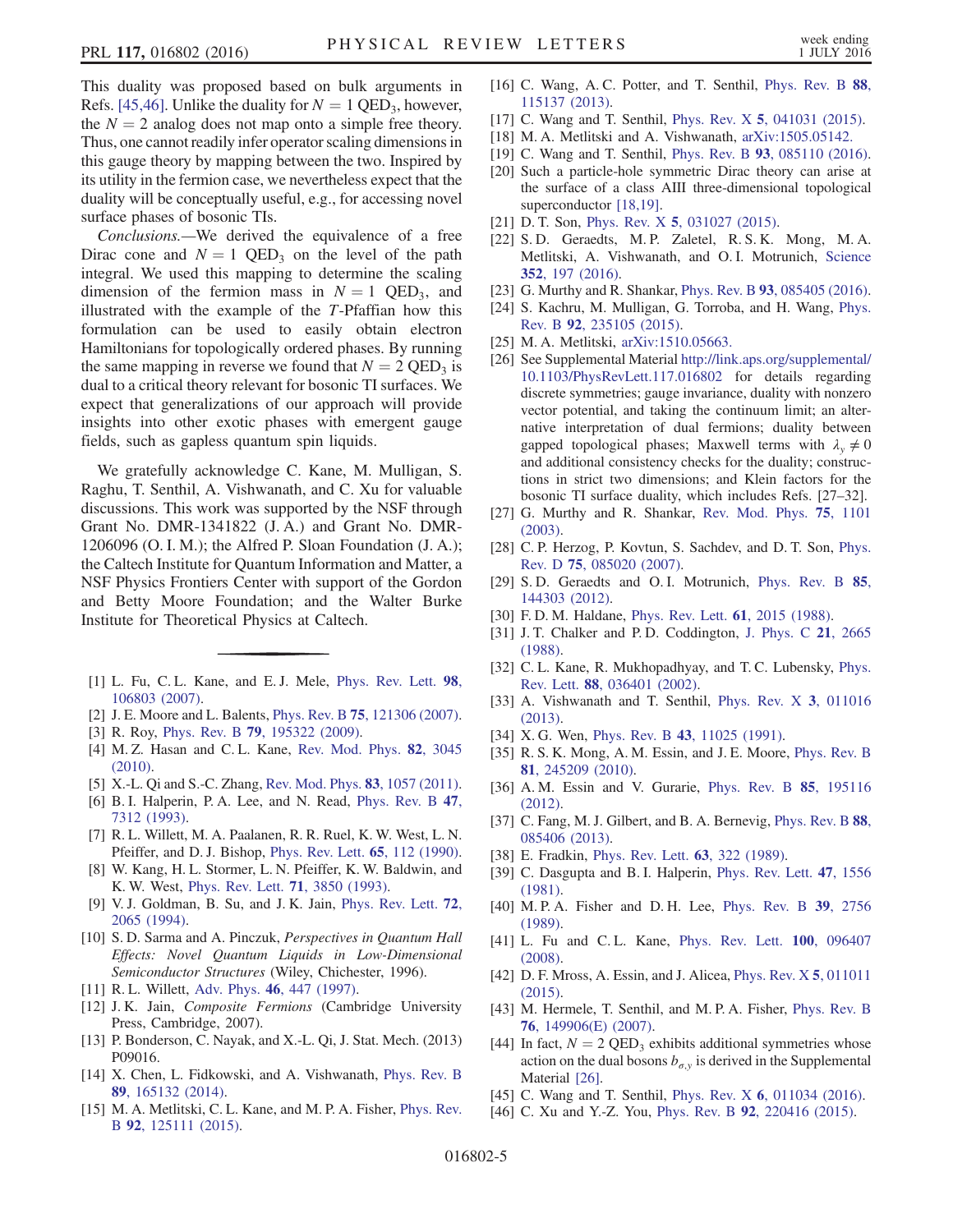This duality was proposed based on bulk arguments in Refs. [45,46]. Unlike the duality for $N = 1$ QED$_3$, however, the $N = 2$ analog does not map onto a simple free theory. Thus, one cannot readily infer operator scaling dimensions in this gauge theory by mapping between the two. Inspired by its utility in the fermion case, we nevertheless expect that the duality will be conceptually useful, e.g., for accessing novel surface phases of bosonic TIs.

*Conclusions.*—We derived the equivalence of a free Dirac cone and $N = 1$ QED$_3$ on the level of the path integral. We used this mapping to determine the scaling dimension of the fermion mass in $N = 1$ QED$_3$, and illustrated with the example of the $T$-Pfaffian how this formulation can be used to easily obtain electron Hamiltonians for topologically ordered phases. By running the same mapping in reverse we found that $N = 2$ QED$_3$ is dual to a critical theory relevant for bosonic TI surfaces. We expect that generalizations of our approach will provide insights into other exotic phases with emergent gauge fields, such as gapless quantum spin liquids.

We gratefully acknowledge C. Kane, M. Mulligan, S. Raghu, T. Senthil, A. Vishwanath, and C. Xu for valuable discussions. This work was supported by the NSF through Grant No. DMR-1341822 (J. A.) and Grant No. DMR-1206096 (O. I. M.); the Alfred P. Sloan Foundation (J. A.); the Caltech Institute for Quantum Information and Matter, a NSF Physics Frontiers Center with support of the Gordon and Betty Moore Foundation; and the Walter Burke Institute for Theoretical Physics at Caltech.

---

[1] L. Fu, C. L. Kane, and E. J. Mele, Phys. Rev. Lett. **98**, 106803 (2007).
[2] J. E. Moore and L. Balents, Phys. Rev. B **75**, 121306 (2007).
[3] R. Roy, Phys. Rev. B **79**, 195322 (2009).
[4] M. Z. Hasan and C. L. Kane, Rev. Mod. Phys. **82**, 3045 (2010).
[5] X.-L. Qi and S.-C. Zhang, Rev. Mod. Phys. **83**, 1057 (2011).
[6] B. I. Halperin, P. A. Lee, and N. Read, Phys. Rev. B **47**, 7312 (1993).
[7] R. L. Willett, M. A. Paalanen, R. R. Ruel, K. W. West, L. N. Pfeiffer, and D. J. Bishop, Phys. Rev. Lett. **65**, 112 (1990).
[8] W. Kang, H. L. Stormer, L. N. Pfeiffer, K. W. Baldwin, and K. W. West, Phys. Rev. Lett. **71**, 3850 (1993).
[9] V. J. Goldman, B. Su, and J. K. Jain, Phys. Rev. Lett. **72**, 2065 (1994).
[10] S. D. Sarma and A. Pinczuk, *Perspectives in Quantum Hall Effects: Novel Quantum Liquids in Low-Dimensional Semiconductor Structures* (Wiley, Chichester, 1996).
[11] R. L. Willett, Adv. Phys. **46**, 447 (1997).
[12] J. K. Jain, *Composite Fermions* (Cambridge University Press, Cambridge, 2007).
[13] P. Bonderson, C. Nayak, and X.-L. Qi, J. Stat. Mech. (2013) P09016.
[14] X. Chen, L. Fidkowski, and A. Vishwanath, Phys. Rev. B **89**, 165132 (2014).
[15] M. A. Metlitski, C. L. Kane, and M. P. A. Fisher, Phys. Rev. B **92**, 125111 (2015).
[16] C. Wang, A. C. Potter, and T. Senthil, Phys. Rev. B **88**, 115137 (2013).
[17] C. Wang and T. Senthil, Phys. Rev. X **5**, 041031 (2015).
[18] M. A. Metlitski and A. Vishwanath, arXiv:1505.05142.
[19] C. Wang and T. Senthil, Phys. Rev. B **93**, 085110 (2016).
[20] Such a particle-hole symmetric Dirac theory can arise at the surface of a class AIII three-dimensional topological superconductor [18,19].
[21] D. T. Son, Phys. Rev. X **5**, 031027 (2015).
[22] S. D. Geraedts, M. P. Zaletel, R. S. K. Mong, M. A. Metlitski, A. Vishwanath, and O. I. Motrunich, Science **352**, 197 (2016).
[23] G. Murthy and R. Shankar, Phys. Rev. B **93**, 085405 (2016).
[24] S. Kachru, M. Mulligan, G. Torroba, and H. Wang, Phys. Rev. B **92**, 235105 (2015).
[25] M. A. Metlitski, arXiv:1510.05663.
[26] See Supplemental Material http://link.aps.org/supplemental/10.1103/PhysRevLett.117.016802 for details regarding discrete symmetries; gauge invariance, duality with nonzero vector potential, and taking the continuum limit; an alternative interpretation of dual fermions; duality between gapped topological phases; Maxwell terms with $\lambda_y \neq 0$ and additional consistency checks for the duality; constructions in strict two dimensions; and Klein factors for the bosonic TI surface duality, which includes Refs. [27–32].
[27] G. Murthy and R. Shankar, Rev. Mod. Phys. **75**, 1101 (2003).
[28] C. P. Herzog, P. Kovtun, S. Sachdev, and D. T. Son, Phys. Rev. D **75**, 085020 (2007).
[29] S. D. Geraedts and O. I. Motrunich, Phys. Rev. B **85**, 144303 (2012).
[30] F. D. M. Haldane, Phys. Rev. Lett. **61**, 2015 (1988).
[31] J. T. Chalker and P. D. Coddington, J. Phys. C **21**, 2665 (1988).
[32] C. L. Kane, R. Mukhopadhyay, and T. C. Lubensky, Phys. Rev. Lett. **88**, 036401 (2002).
[33] A. Vishwanath and T. Senthil, Phys. Rev. X **3**, 011016 (2013).
[34] X. G. Wen, Phys. Rev. B **43**, 11025 (1991).
[35] R. S. K. Mong, A. M. Essin, and J. E. Moore, Phys. Rev. B **81**, 245209 (2010).
[36] A. M. Essin and V. Gurarie, Phys. Rev. B **85**, 195116 (2012).
[37] C. Fang, M. J. Gilbert, and B. A. Bernevig, Phys. Rev. B **88**, 085406 (2013).
[38] E. Fradkin, Phys. Rev. Lett. **63**, 322 (1989).
[39] C. Dasgupta and B. I. Halperin, Phys. Rev. Lett. **47**, 1556 (1981).
[40] M. P. A. Fisher and D. H. Lee, Phys. Rev. B **39**, 2756 (1989).
[41] L. Fu and C. L. Kane, Phys. Rev. Lett. **100**, 096407 (2008).
[42] D. F. Mross, A. Essin, and J. Alicea, Phys. Rev. X **5**, 011011 (2015).
[43] M. Hermele, T. Senthil, and M. P. A. Fisher, Phys. Rev. B **76**, 149906(E) (2007).
[44] In fact, $N = 2$ QED$_3$ exhibits additional symmetries whose action on the dual bosons $b_{\sigma,y}$ is derived in the Supplemental Material [26].
[45] C. Wang and T. Senthil, Phys. Rev. X **6**, 011034 (2016).
[46] C. Xu and Y.-Z. You, Phys. Rev. B **92**, 220416 (2015).